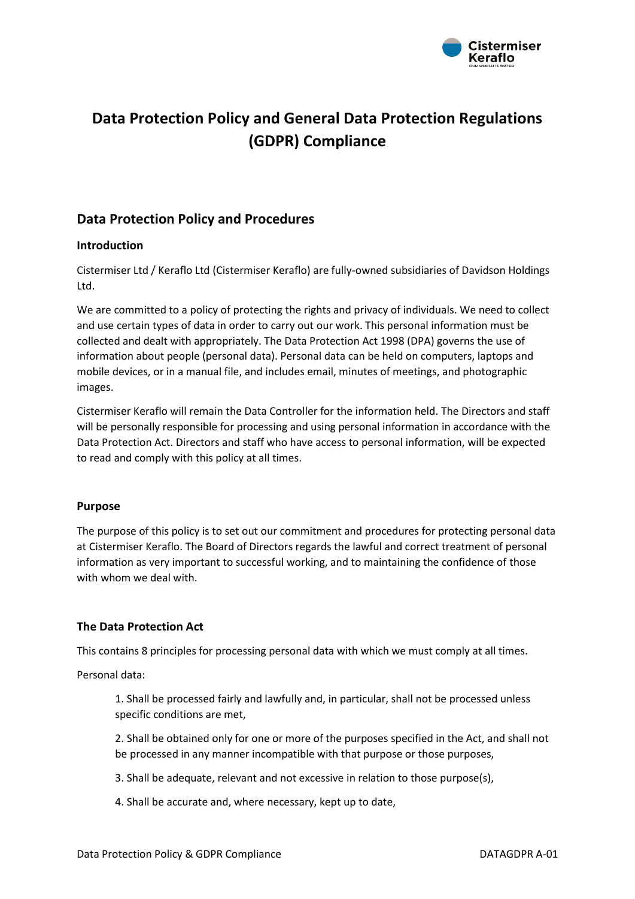# Data Protection Policy and General Data Protection Regulations (GDPR) Compliance

## Data Protection Policy and Procedures

### Introduction

Cistermiser Ltd / Keraflo Ltd (Cistermiser Keraflo) are fully-owned subsidiaries of Davidson Holdings Ltd.

We are committed to a policy of protecting the rights and privacy of individuals. We need to collect and use certain types of data in order to carry out our work. This personal information must be collected and dealt with appropriately. The Data Protection Act 1998 (DPA) governs the use of information about people (personal data). Personal data can be held on computers, laptops and mobile devices, or in a manual file, and includes email, minutes of meetings, and photographic images.

Cistermiser Keraflo will remain the Data Controller for the information held. The Directors and staff will be personally responsible for processing and using personal information in accordance with the Data Protection Act. Directors and staff who have access to personal information, will be expected to read and comply with this policy at all times.

### Purpose

The purpose of this policy is to set out our commitment and procedures for protecting personal data at Cistermiser Keraflo. The Board of Directors regards the lawful and correct treatment of personal information as very important to successful working, and to maintaining the confidence of those with whom we deal with.

### The Data Protection Act

This contains 8 principles for processing personal data with which we must comply at all times.

Personal data:

1. Shall be processed fairly and lawfully and, in particular, shall not be processed unless specific conditions are met,

2. Shall be obtained only for one or more of the purposes specified in the Act, and shall not be processed in any manner incompatible with that purpose or those purposes,

3. Shall be adequate, relevant and not excessive in relation to those purpose(s),

4. Shall be accurate and, where necessary, kept up to date,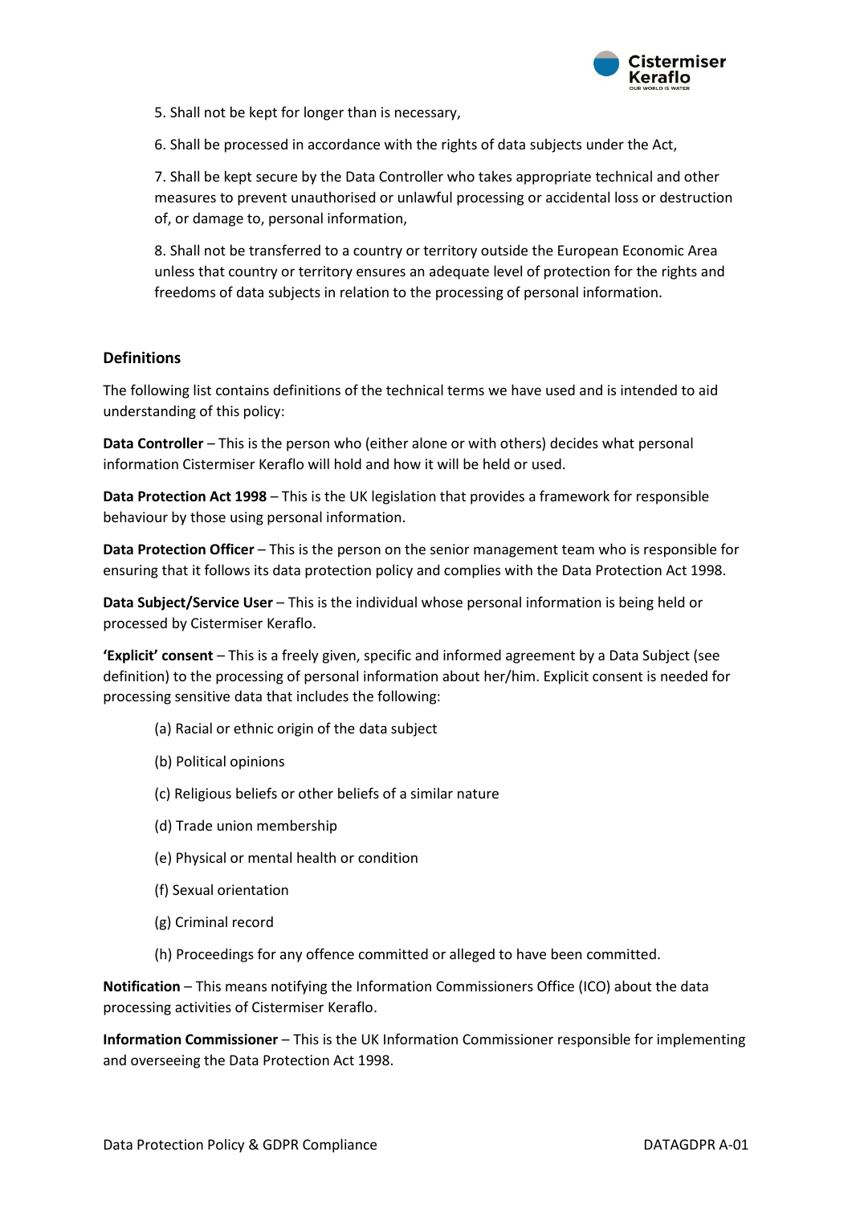5. Shall not be kept for longer than is necessary,

6. Shall be processed in accordance with the rights of data subjects under the Act,

7. Shall be kept secure by the Data Controller who takes appropriate technical and other measures to prevent unauthorised or unlawful processing or accidental loss or destruction of, or damage to, personal information,

8. Shall not be transferred to a country or territory outside the European Economic Area unless that country or territory ensures an adequate level of protection for the rights and freedoms of data subjects in relation to the processing of personal information.

### Definitions

The following list contains definitions of the technical terms we have used and is intended to aid understanding of this policy:

**Data Controller** – This is the person who (either alone or with others) decides what personal information Cistermiser Keraflo will hold and how it will be held or used.

**Data Protection Act 1998** – This is the UK legislation that provides a framework for responsible behaviour by those using personal information.

**Data Protection Officer** – This is the person on the senior management team who is responsible for ensuring that it follows its data protection policy and complies with the Data Protection Act 1998.

**Data Subject/Service User** – This is the individual whose personal information is being held or processed by Cistermiser Keraflo.

**'Explicit' consent** – This is a freely given, specific and informed agreement by a Data Subject (see definition) to the processing of personal information about her/him. Explicit consent is needed for processing sensitive data that includes the following:

(a) Racial or ethnic origin of the data subject

(b) Political opinions

(c) Religious beliefs or other beliefs of a similar nature

(d) Trade union membership

(e) Physical or mental health or condition

(f) Sexual orientation

(g) Criminal record

(h) Proceedings for any offence committed or alleged to have been committed.

**Notification** – This means notifying the Information Commissioners Office (ICO) about the data processing activities of Cistermiser Keraflo.

**Information Commissioner** – This is the UK Information Commissioner responsible for implementing and overseeing the Data Protection Act 1998.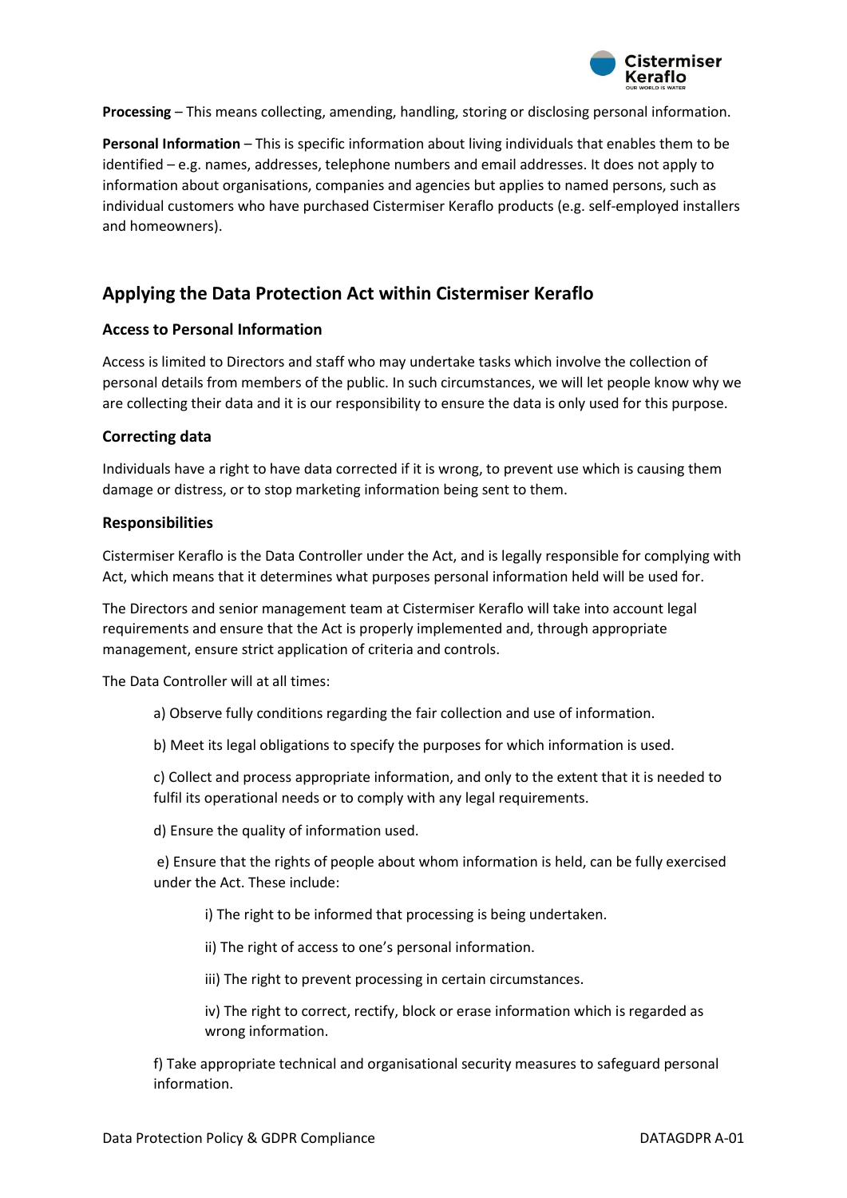**Processing** – This means collecting, amending, handling, storing or disclosing personal information.

**Personal Information** – This is specific information about living individuals that enables them to be identified – e.g. names, addresses, telephone numbers and email addresses. It does not apply to information about organisations, companies and agencies but applies to named persons, such as individual customers who have purchased Cistermiser Keraflo products (e.g. self-employed installers and homeowners).

## Applying the Data Protection Act within Cistermiser Keraflo

### Access to Personal Information

Access is limited to Directors and staff who may undertake tasks which involve the collection of personal details from members of the public. In such circumstances, we will let people know why we are collecting their data and it is our responsibility to ensure the data is only used for this purpose.

### Correcting data

Individuals have a right to have data corrected if it is wrong, to prevent use which is causing them damage or distress, or to stop marketing information being sent to them.

### Responsibilities

Cistermiser Keraflo is the Data Controller under the Act, and is legally responsible for complying with Act, which means that it determines what purposes personal information held will be used for.

The Directors and senior management team at Cistermiser Keraflo will take into account legal requirements and ensure that the Act is properly implemented and, through appropriate management, ensure strict application of criteria and controls.

The Data Controller will at all times:

a) Observe fully conditions regarding the fair collection and use of information.

b) Meet its legal obligations to specify the purposes for which information is used.

c) Collect and process appropriate information, and only to the extent that it is needed to fulfil its operational needs or to comply with any legal requirements.

d) Ensure the quality of information used.

e) Ensure that the rights of people about whom information is held, can be fully exercised under the Act. These include:

- i) The right to be informed that processing is being undertaken.
- ii) The right of access to one's personal information.
- iii) The right to prevent processing in certain circumstances.
- iv) The right to correct, rectify, block or erase information which is regarded as wrong information.

f) Take appropriate technical and organisational security measures to safeguard personal information.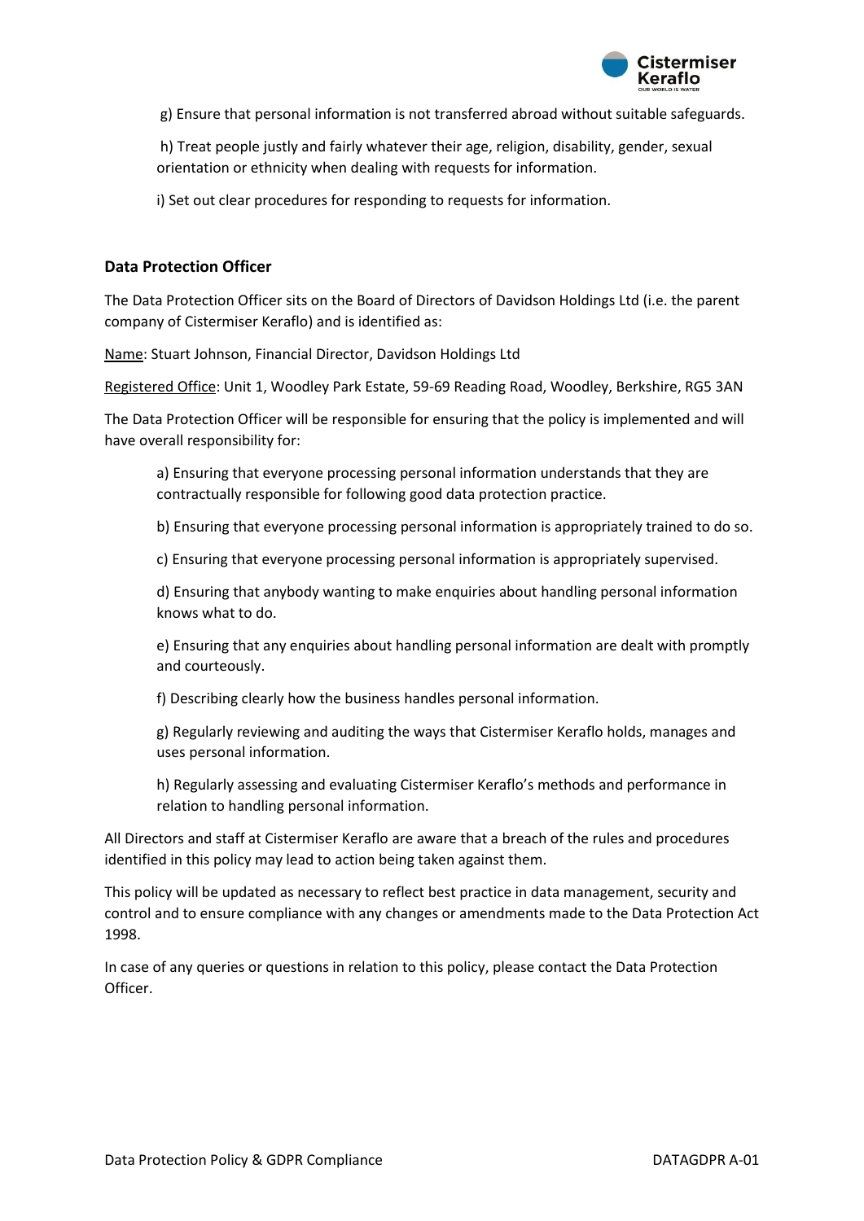g) Ensure that personal information is not transferred abroad without suitable safeguards.

h) Treat people justly and fairly whatever their age, religion, disability, gender, sexual orientation or ethnicity when dealing with requests for information.

i) Set out clear procedures for responding to requests for information.

## Data Protection Officer

The Data Protection Officer sits on the Board of Directors of Davidson Holdings Ltd (i.e. the parent company of Cistermiser Keraflo) and is identified as:

Name: Stuart Johnson, Financial Director, Davidson Holdings Ltd

Registered Office: Unit 1, Woodley Park Estate, 59-69 Reading Road, Woodley, Berkshire, RG5 3AN

The Data Protection Officer will be responsible for ensuring that the policy is implemented and will have overall responsibility for:

a) Ensuring that everyone processing personal information understands that they are contractually responsible for following good data protection practice.

b) Ensuring that everyone processing personal information is appropriately trained to do so.

c) Ensuring that everyone processing personal information is appropriately supervised.

d) Ensuring that anybody wanting to make enquiries about handling personal information knows what to do.

e) Ensuring that any enquiries about handling personal information are dealt with promptly and courteously.

f) Describing clearly how the business handles personal information.

g) Regularly reviewing and auditing the ways that Cistermiser Keraflo holds, manages and uses personal information.

h) Regularly assessing and evaluating Cistermiser Keraflo's methods and performance in relation to handling personal information.

All Directors and staff at Cistermiser Keraflo are aware that a breach of the rules and procedures identified in this policy may lead to action being taken against them.

This policy will be updated as necessary to reflect best practice in data management, security and control and to ensure compliance with any changes or amendments made to the Data Protection Act 1998.

In case of any queries or questions in relation to this policy, please contact the Data Protection Officer.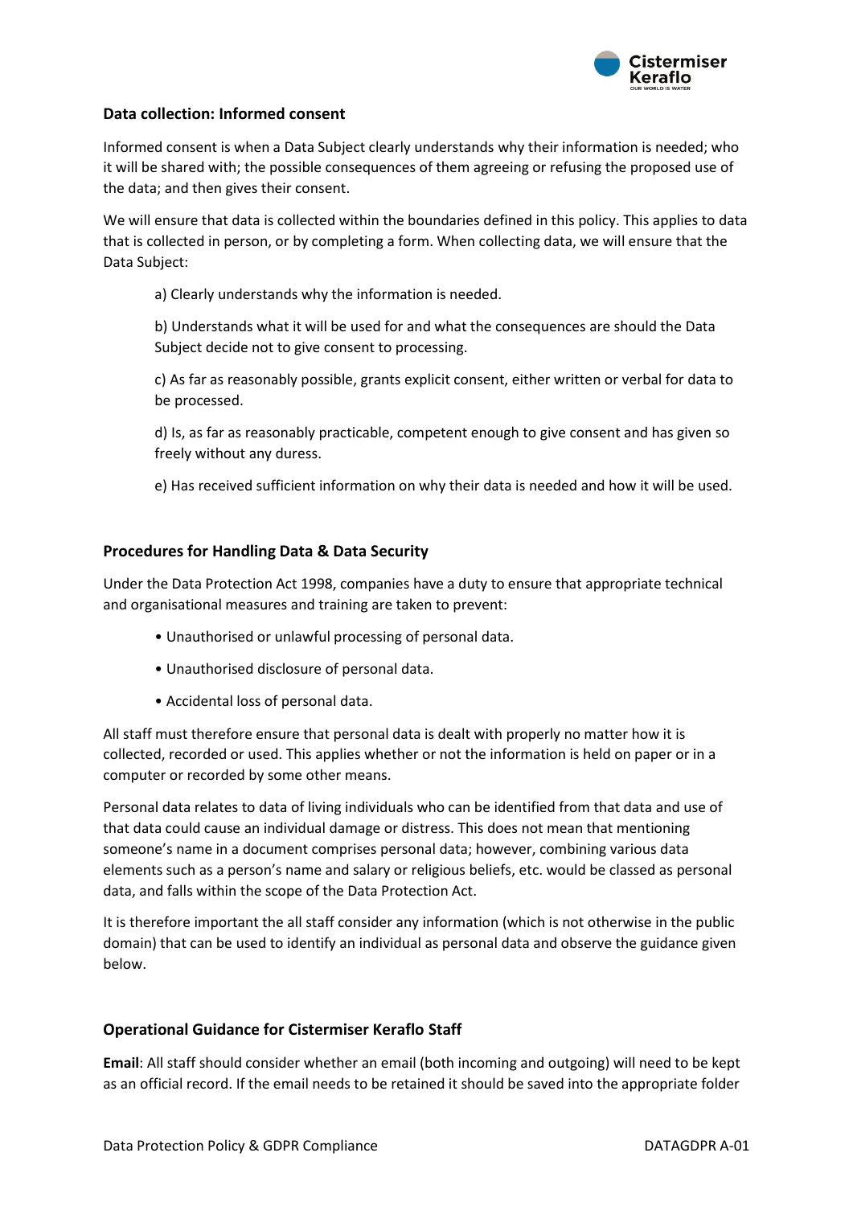### Data collection: Informed consent

Informed consent is when a Data Subject clearly understands why their information is needed; who it will be shared with; the possible consequences of them agreeing or refusing the proposed use of the data; and then gives their consent.

We will ensure that data is collected within the boundaries defined in this policy. This applies to data that is collected in person, or by completing a form. When collecting data, we will ensure that the Data Subject:

a) Clearly understands why the information is needed.

b) Understands what it will be used for and what the consequences are should the Data Subject decide not to give consent to processing.

c) As far as reasonably possible, grants explicit consent, either written or verbal for data to be processed.

d) Is, as far as reasonably practicable, competent enough to give consent and has given so freely without any duress.

e) Has received sufficient information on why their data is needed and how it will be used.

### Procedures for Handling Data & Data Security

Under the Data Protection Act 1998, companies have a duty to ensure that appropriate technical and organisational measures and training are taken to prevent:

- Unauthorised or unlawful processing of personal data.
- Unauthorised disclosure of personal data.
- Accidental loss of personal data.

All staff must therefore ensure that personal data is dealt with properly no matter how it is collected, recorded or used. This applies whether or not the information is held on paper or in a computer or recorded by some other means.

Personal data relates to data of living individuals who can be identified from that data and use of that data could cause an individual damage or distress. This does not mean that mentioning someone's name in a document comprises personal data; however, combining various data elements such as a person's name and salary or religious beliefs, etc. would be classed as personal data, and falls within the scope of the Data Protection Act.

It is therefore important the all staff consider any information (which is not otherwise in the public domain) that can be used to identify an individual as personal data and observe the guidance given below.

### Operational Guidance for Cistermiser Keraflo Staff

**Email**: All staff should consider whether an email (both incoming and outgoing) will need to be kept as an official record. If the email needs to be retained it should be saved into the appropriate folder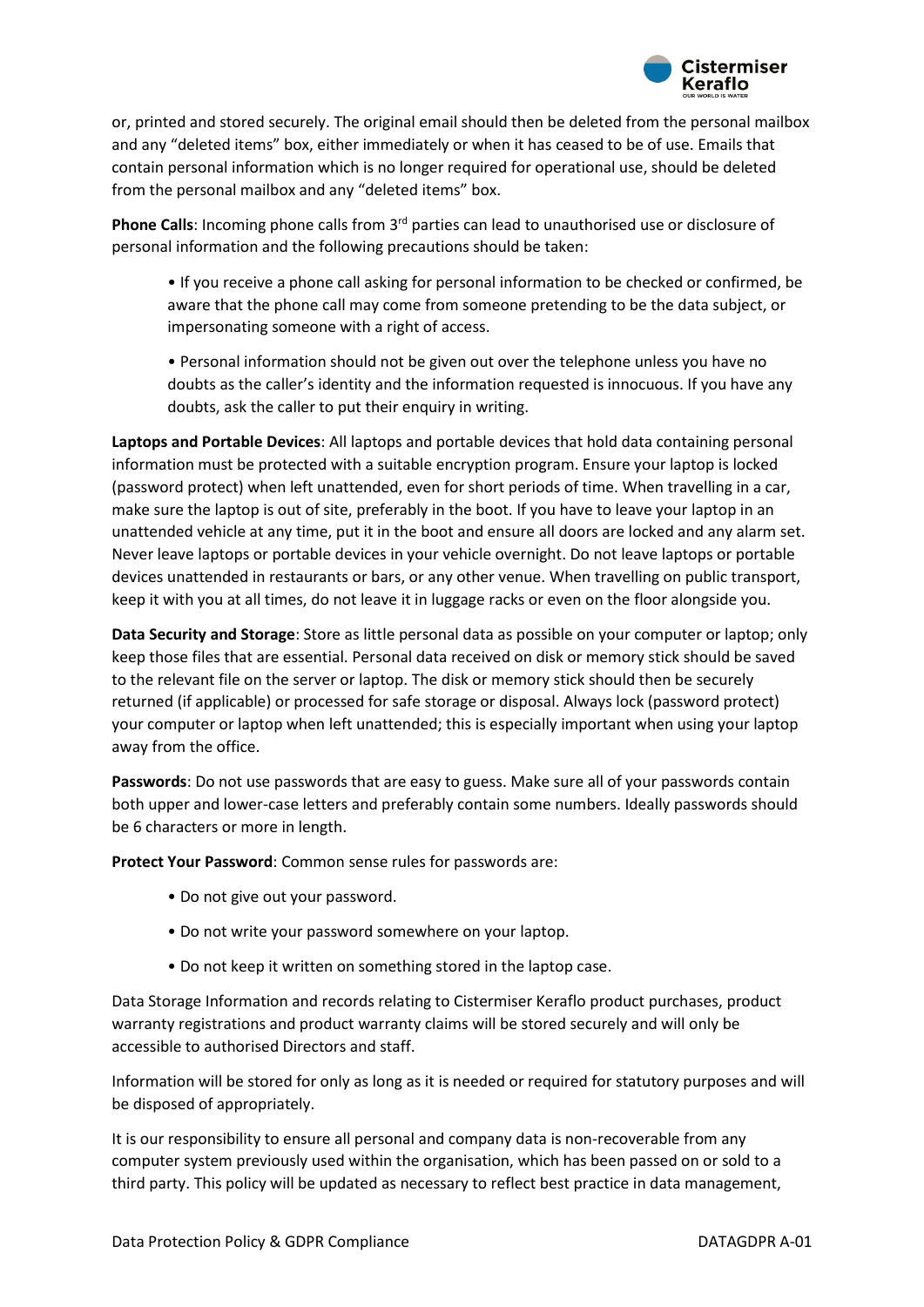or, printed and stored securely. The original email should then be deleted from the personal mailbox and any "deleted items" box, either immediately or when it has ceased to be of use. Emails that contain personal information which is no longer required for operational use, should be deleted from the personal mailbox and any "deleted items" box.

**Phone Calls**: Incoming phone calls from 3rd parties can lead to unauthorised use or disclosure of personal information and the following precautions should be taken:

- If you receive a phone call asking for personal information to be checked or confirmed, be aware that the phone call may come from someone pretending to be the data subject, or impersonating someone with a right of access.
- Personal information should not be given out over the telephone unless you have no doubts as the caller's identity and the information requested is innocuous. If you have any doubts, ask the caller to put their enquiry in writing.

**Laptops and Portable Devices**: All laptops and portable devices that hold data containing personal information must be protected with a suitable encryption program. Ensure your laptop is locked (password protect) when left unattended, even for short periods of time. When travelling in a car, make sure the laptop is out of site, preferably in the boot. If you have to leave your laptop in an unattended vehicle at any time, put it in the boot and ensure all doors are locked and any alarm set. Never leave laptops or portable devices in your vehicle overnight. Do not leave laptops or portable devices unattended in restaurants or bars, or any other venue. When travelling on public transport, keep it with you at all times, do not leave it in luggage racks or even on the floor alongside you.

**Data Security and Storage**: Store as little personal data as possible on your computer or laptop; only keep those files that are essential. Personal data received on disk or memory stick should be saved to the relevant file on the server or laptop. The disk or memory stick should then be securely returned (if applicable) or processed for safe storage or disposal. Always lock (password protect) your computer or laptop when left unattended; this is especially important when using your laptop away from the office.

**Passwords**: Do not use passwords that are easy to guess. Make sure all of your passwords contain both upper and lower-case letters and preferably contain some numbers. Ideally passwords should be 6 characters or more in length.

**Protect Your Password**: Common sense rules for passwords are:

- Do not give out your password.
- Do not write your password somewhere on your laptop.
- Do not keep it written on something stored in the laptop case.

Data Storage Information and records relating to Cistermiser Keraflo product purchases, product warranty registrations and product warranty claims will be stored securely and will only be accessible to authorised Directors and staff.

Information will be stored for only as long as it is needed or required for statutory purposes and will be disposed of appropriately.

It is our responsibility to ensure all personal and company data is non-recoverable from any computer system previously used within the organisation, which has been passed on or sold to a third party. This policy will be updated as necessary to reflect best practice in data management,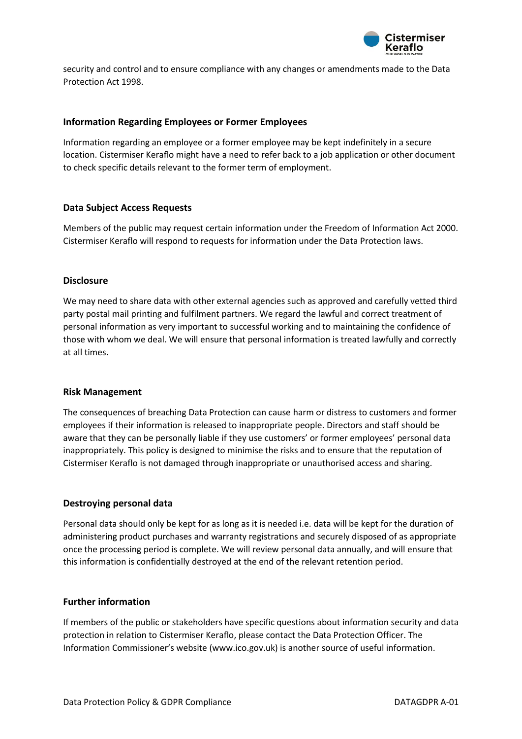security and control and to ensure compliance with any changes or amendments made to the Data Protection Act 1998.

### Information Regarding Employees or Former Employees

Information regarding an employee or a former employee may be kept indefinitely in a secure location. Cistermiser Keraflo might have a need to refer back to a job application or other document to check specific details relevant to the former term of employment.

### Data Subject Access Requests

Members of the public may request certain information under the Freedom of Information Act 2000. Cistermiser Keraflo will respond to requests for information under the Data Protection laws.

### Disclosure

We may need to share data with other external agencies such as approved and carefully vetted third party postal mail printing and fulfilment partners. We regard the lawful and correct treatment of personal information as very important to successful working and to maintaining the confidence of those with whom we deal. We will ensure that personal information is treated lawfully and correctly at all times.

### Risk Management

The consequences of breaching Data Protection can cause harm or distress to customers and former employees if their information is released to inappropriate people. Directors and staff should be aware that they can be personally liable if they use customers' or former employees' personal data inappropriately. This policy is designed to minimise the risks and to ensure that the reputation of Cistermiser Keraflo is not damaged through inappropriate or unauthorised access and sharing.

### Destroying personal data

Personal data should only be kept for as long as it is needed i.e. data will be kept for the duration of administering product purchases and warranty registrations and securely disposed of as appropriate once the processing period is complete. We will review personal data annually, and will ensure that this information is confidentially destroyed at the end of the relevant retention period.

### Further information

If members of the public or stakeholders have specific questions about information security and data protection in relation to Cistermiser Keraflo, please contact the Data Protection Officer. The Information Commissioner's website (www.ico.gov.uk) is another source of useful information.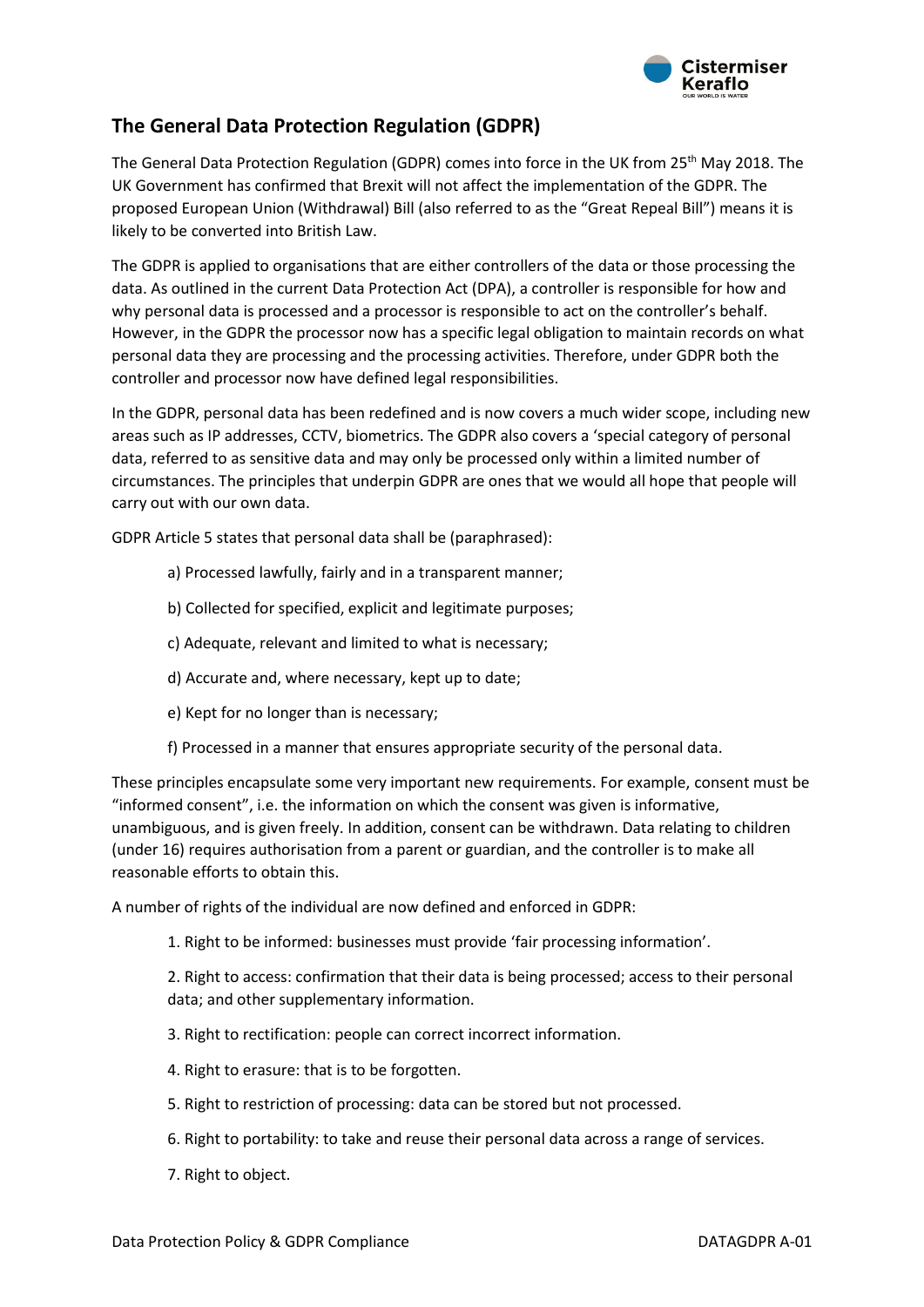## The General Data Protection Regulation (GDPR)

The General Data Protection Regulation (GDPR) comes into force in the UK from 25th May 2018. The UK Government has confirmed that Brexit will not affect the implementation of the GDPR. The proposed European Union (Withdrawal) Bill (also referred to as the "Great Repeal Bill") means it is likely to be converted into British Law.

The GDPR is applied to organisations that are either controllers of the data or those processing the data. As outlined in the current Data Protection Act (DPA), a controller is responsible for how and why personal data is processed and a processor is responsible to act on the controller's behalf. However, in the GDPR the processor now has a specific legal obligation to maintain records on what personal data they are processing and the processing activities. Therefore, under GDPR both the controller and processor now have defined legal responsibilities.

In the GDPR, personal data has been redefined and is now covers a much wider scope, including new areas such as IP addresses, CCTV, biometrics. The GDPR also covers a 'special category of personal data, referred to as sensitive data and may only be processed only within a limited number of circumstances. The principles that underpin GDPR are ones that we would all hope that people will carry out with our own data.

GDPR Article 5 states that personal data shall be (paraphrased):

a) Processed lawfully, fairly and in a transparent manner;

b) Collected for specified, explicit and legitimate purposes;

c) Adequate, relevant and limited to what is necessary;

d) Accurate and, where necessary, kept up to date;

e) Kept for no longer than is necessary;

f) Processed in a manner that ensures appropriate security of the personal data.

These principles encapsulate some very important new requirements. For example, consent must be "informed consent", i.e. the information on which the consent was given is informative, unambiguous, and is given freely. In addition, consent can be withdrawn. Data relating to children (under 16) requires authorisation from a parent or guardian, and the controller is to make all reasonable efforts to obtain this.

A number of rights of the individual are now defined and enforced in GDPR:

1. Right to be informed: businesses must provide 'fair processing information'.

2. Right to access: confirmation that their data is being processed; access to their personal data; and other supplementary information.

3. Right to rectification: people can correct incorrect information.

4. Right to erasure: that is to be forgotten.

5. Right to restriction of processing: data can be stored but not processed.

6. Right to portability: to take and reuse their personal data across a range of services.

7. Right to object.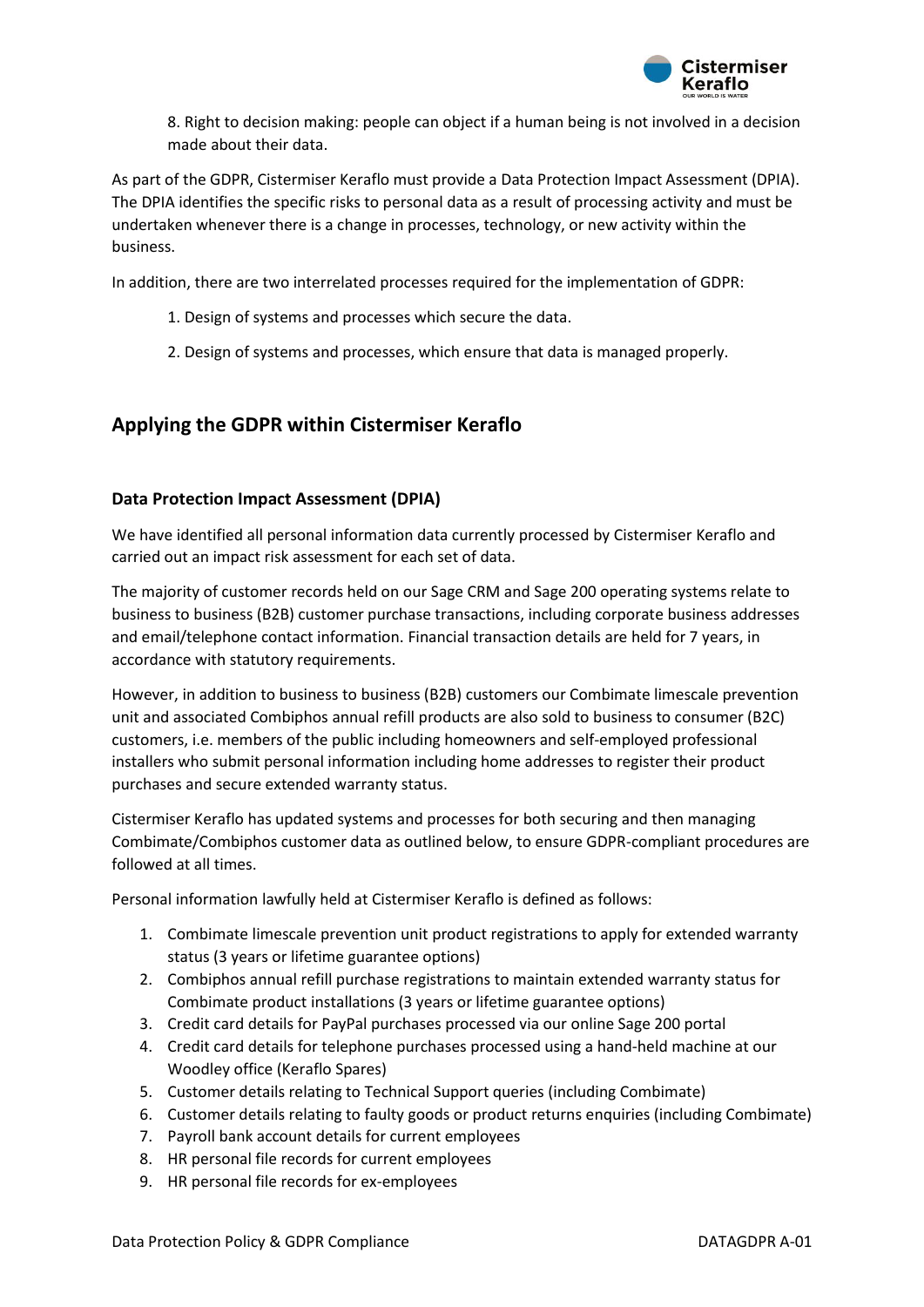8. Right to decision making: people can object if a human being is not involved in a decision made about their data.

As part of the GDPR, Cistermiser Keraflo must provide a Data Protection Impact Assessment (DPIA). The DPIA identifies the specific risks to personal data as a result of processing activity and must be undertaken whenever there is a change in processes, technology, or new activity within the business.

In addition, there are two interrelated processes required for the implementation of GDPR:

1. Design of systems and processes which secure the data.
2. Design of systems and processes, which ensure that data is managed properly.

## Applying the GDPR within Cistermiser Keraflo

### Data Protection Impact Assessment (DPIA)

We have identified all personal information data currently processed by Cistermiser Keraflo and carried out an impact risk assessment for each set of data.

The majority of customer records held on our Sage CRM and Sage 200 operating systems relate to business to business (B2B) customer purchase transactions, including corporate business addresses and email/telephone contact information. Financial transaction details are held for 7 years, in accordance with statutory requirements.

However, in addition to business to business (B2B) customers our Combimate limescale prevention unit and associated Combiphos annual refill products are also sold to business to consumer (B2C) customers, i.e. members of the public including homeowners and self-employed professional installers who submit personal information including home addresses to register their product purchases and secure extended warranty status.

Cistermiser Keraflo has updated systems and processes for both securing and then managing Combimate/Combiphos customer data as outlined below, to ensure GDPR-compliant procedures are followed at all times.

Personal information lawfully held at Cistermiser Keraflo is defined as follows:

1. Combimate limescale prevention unit product registrations to apply for extended warranty status (3 years or lifetime guarantee options)
2. Combiphos annual refill purchase registrations to maintain extended warranty status for Combimate product installations (3 years or lifetime guarantee options)
3. Credit card details for PayPal purchases processed via our online Sage 200 portal
4. Credit card details for telephone purchases processed using a hand-held machine at our Woodley office (Keraflo Spares)
5. Customer details relating to Technical Support queries (including Combimate)
6. Customer details relating to faulty goods or product returns enquiries (including Combimate)
7. Payroll bank account details for current employees
8. HR personal file records for current employees
9. HR personal file records for ex-employees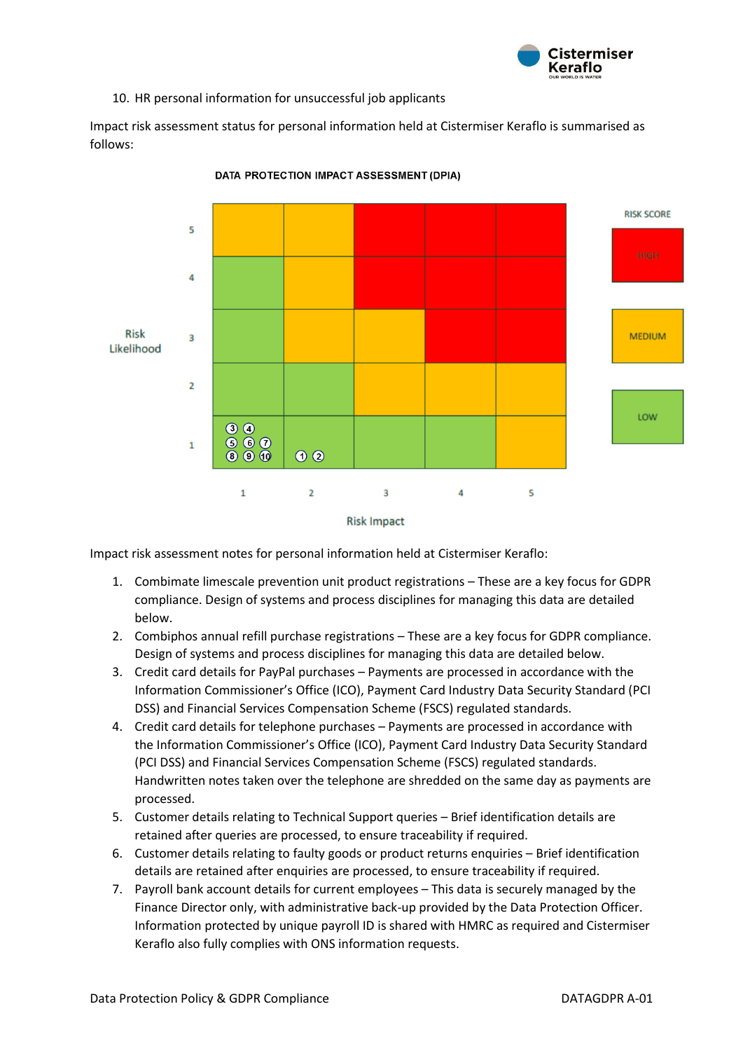10. HR personal information for unsuccessful job applicants

Impact risk assessment status for personal information held at Cistermiser Keraflo is summarised as follows:

**DATA PROTECTION IMPACT ASSESSMENT (DPIA)**

| Risk Likelihood | 1 | 2 | 3 | 4 | 5 |
|---|---|---|---|---|---|
| 5 | MEDIUM | MEDIUM | HIGH | HIGH | HIGH |
| 4 | LOW | MEDIUM | HIGH | HIGH | HIGH |
| 3 | LOW | MEDIUM | MEDIUM | HIGH | HIGH |
| 2 | LOW | LOW | MEDIUM | MEDIUM | MEDIUM |
| 1 | LOW: ③ ④ ⑤ ⑥ ⑦ ⑧ ⑨ ⑩ | LOW: ① ② | LOW | LOW | MEDIUM |

Risk Impact (columns 1–5)

RISK SCORE: HIGH, MEDIUM, LOW

Impact risk assessment notes for personal information held at Cistermiser Keraflo:

1. Combimate limescale prevention unit product registrations – These are a key focus for GDPR compliance. Design of systems and process disciplines for managing this data are detailed below.
2. Combiphos annual refill purchase registrations – These are a key focus for GDPR compliance. Design of systems and process disciplines for managing this data are detailed below.
3. Credit card details for PayPal purchases – Payments are processed in accordance with the Information Commissioner's Office (ICO), Payment Card Industry Data Security Standard (PCI DSS) and Financial Services Compensation Scheme (FSCS) regulated standards.
4. Credit card details for telephone purchases – Payments are processed in accordance with the Information Commissioner's Office (ICO), Payment Card Industry Data Security Standard (PCI DSS) and Financial Services Compensation Scheme (FSCS) regulated standards. Handwritten notes taken over the telephone are shredded on the same day as payments are processed.
5. Customer details relating to Technical Support queries – Brief identification details are retained after queries are processed, to ensure traceability if required.
6. Customer details relating to faulty goods or product returns enquiries – Brief identification details are retained after enquiries are processed, to ensure traceability if required.
7. Payroll bank account details for current employees – This data is securely managed by the Finance Director only, with administrative back-up provided by the Data Protection Officer. Information protected by unique payroll ID is shared with HMRC as required and Cistermiser Keraflo also fully complies with ONS information requests.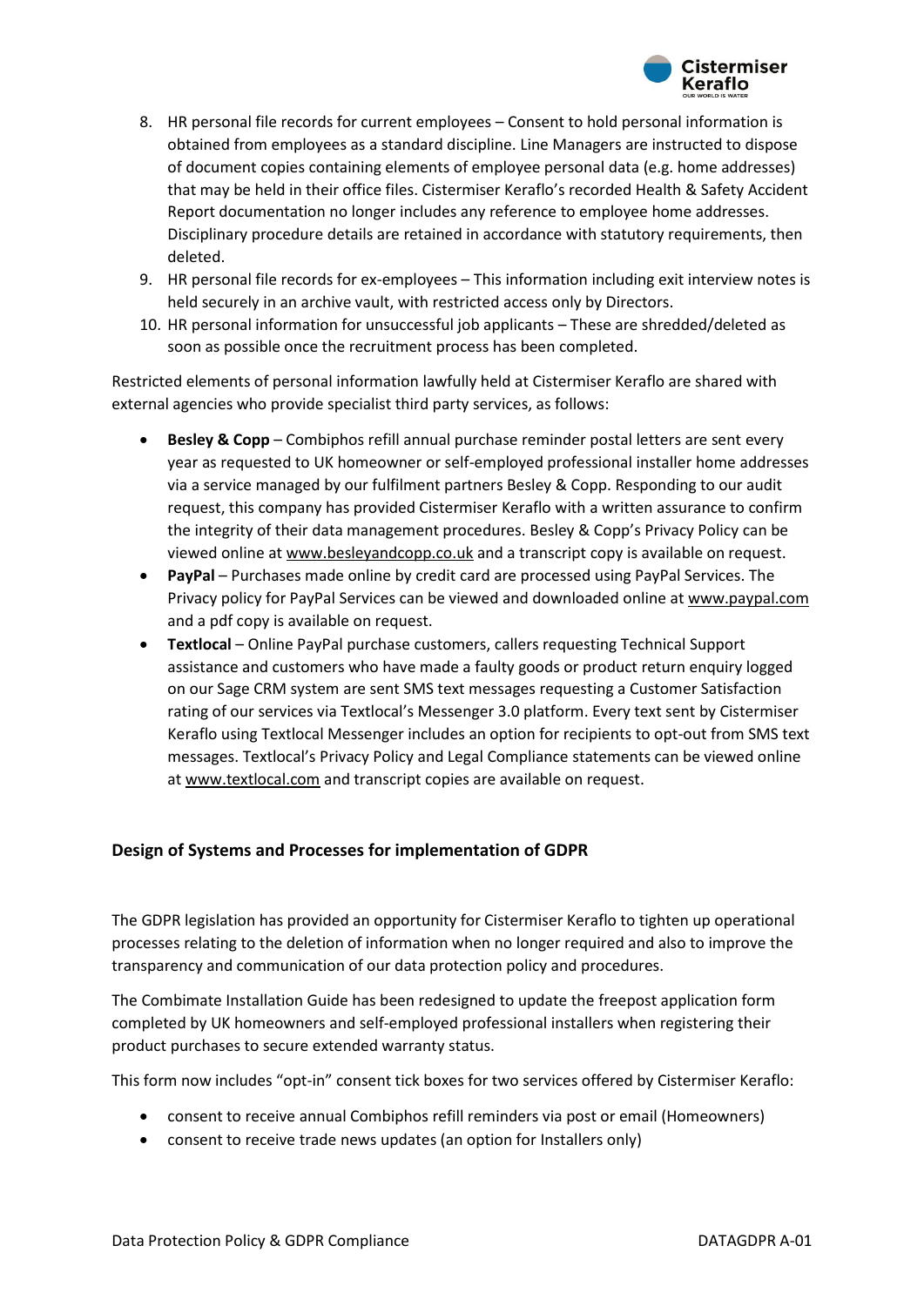8. HR personal file records for current employees – Consent to hold personal information is obtained from employees as a standard discipline. Line Managers are instructed to dispose of document copies containing elements of employee personal data (e.g. home addresses) that may be held in their office files. Cistermiser Keraflo's recorded Health & Safety Accident Report documentation no longer includes any reference to employee home addresses. Disciplinary procedure details are retained in accordance with statutory requirements, then deleted.
9. HR personal file records for ex-employees – This information including exit interview notes is held securely in an archive vault, with restricted access only by Directors.
10. HR personal information for unsuccessful job applicants – These are shredded/deleted as soon as possible once the recruitment process has been completed.

Restricted elements of personal information lawfully held at Cistermiser Keraflo are shared with external agencies who provide specialist third party services, as follows:

- **Besley & Copp** – Combiphos refill annual purchase reminder postal letters are sent every year as requested to UK homeowner or self-employed professional installer home addresses via a service managed by our fulfilment partners Besley & Copp. Responding to our audit request, this company has provided Cistermiser Keraflo with a written assurance to confirm the integrity of their data management procedures. Besley & Copp's Privacy Policy can be viewed online at www.besleyandcopp.co.uk and a transcript copy is available on request.
- **PayPal** – Purchases made online by credit card are processed using PayPal Services. The Privacy policy for PayPal Services can be viewed and downloaded online at www.paypal.com and a pdf copy is available on request.
- **Textlocal** – Online PayPal purchase customers, callers requesting Technical Support assistance and customers who have made a faulty goods or product return enquiry logged on our Sage CRM system are sent SMS text messages requesting a Customer Satisfaction rating of our services via Textlocal's Messenger 3.0 platform. Every text sent by Cistermiser Keraflo using Textlocal Messenger includes an option for recipients to opt-out from SMS text messages. Textlocal's Privacy Policy and Legal Compliance statements can be viewed online at www.textlocal.com and transcript copies are available on request.

## Design of Systems and Processes for implementation of GDPR

The GDPR legislation has provided an opportunity for Cistermiser Keraflo to tighten up operational processes relating to the deletion of information when no longer required and also to improve the transparency and communication of our data protection policy and procedures.

The Combimate Installation Guide has been redesigned to update the freepost application form completed by UK homeowners and self-employed professional installers when registering their product purchases to secure extended warranty status.

This form now includes "opt-in" consent tick boxes for two services offered by Cistermiser Keraflo:

- consent to receive annual Combiphos refill reminders via post or email (Homeowners)
- consent to receive trade news updates (an option for Installers only)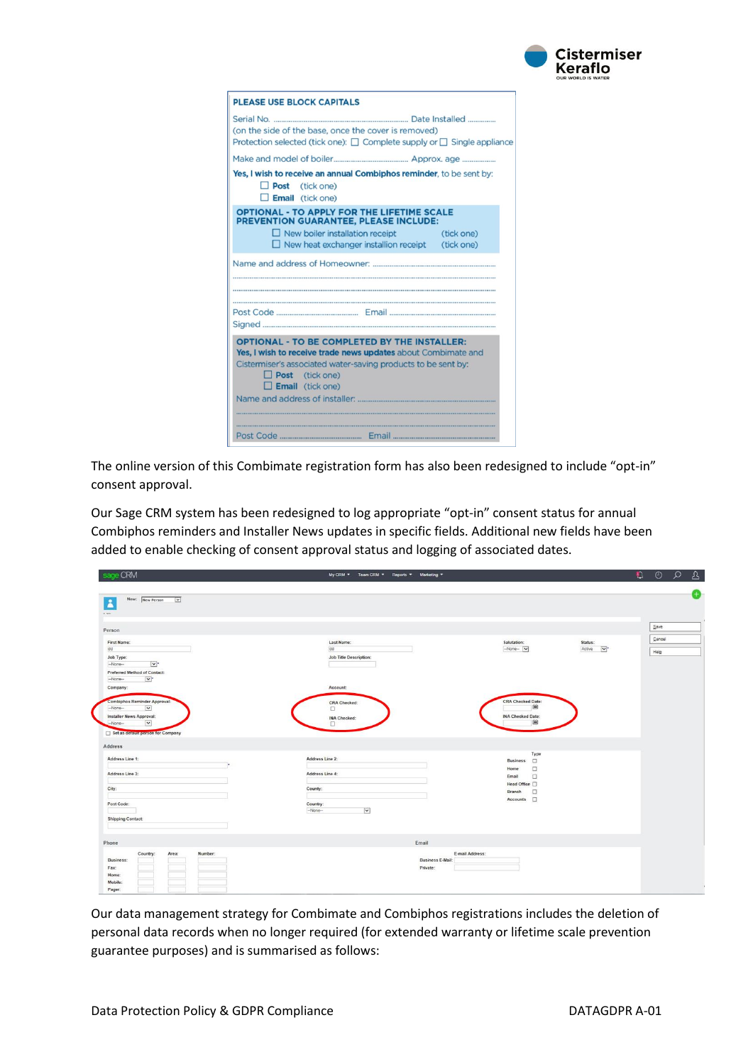Cistermiser Keraflo

OUR WORLD IS WATER

**PLEASE USE BLOCK CAPITALS**

Serial No. ........................................ Date Installed ..............
(on the side of the base, once the cover is removed)
Protection selected (tick one): ☐ Complete supply or ☐ Single appliance

Make and model of boiler........................................ Approx. age ..................

**Yes, I wish to receive an annual Combiphos reminder**, to be sent by:

☐ **Post** (tick one)
☐ **Email** (tick one)

**OPTIONAL - TO APPLY FOR THE LIFETIME SCALE PREVENTION GUARANTEE, PLEASE INCLUDE:**

☐ New boiler installation receipt (tick one)
☐ New heat exchanger instillion receipt (tick one)

Name and address of Homeowner: ..................................................

..................................................

..................................................

..................................................

Post Code .............................. Email ..............................

Signed ..................................................

**OPTIONAL - TO BE COMPLETED BY THE INSTALLER:**

**Yes, I wish to receive trade news updates** about Combimate and Cistermiser's associated water-saving products to be sent by:

☐ **Post** (tick one)
☐ **Email** (tick one)

Name and address of installer: ..................................................

..................................................

..................................................

Post Code .............................. Email ..............................

The online version of this Combimate registration form has also been redesigned to include "opt-in" consent approval.

Our Sage CRM system has been redesigned to log appropriate "opt-in" consent status for annual Combiphos reminders and Installer News updates in specific fields. Additional new fields have been added to enable checking of consent approval status and logging of associated dates.

Our data management strategy for Combimate and Combiphos registrations includes the deletion of personal data records when no longer required (for extended warranty or lifetime scale prevention guarantee purposes) and is summarised as follows: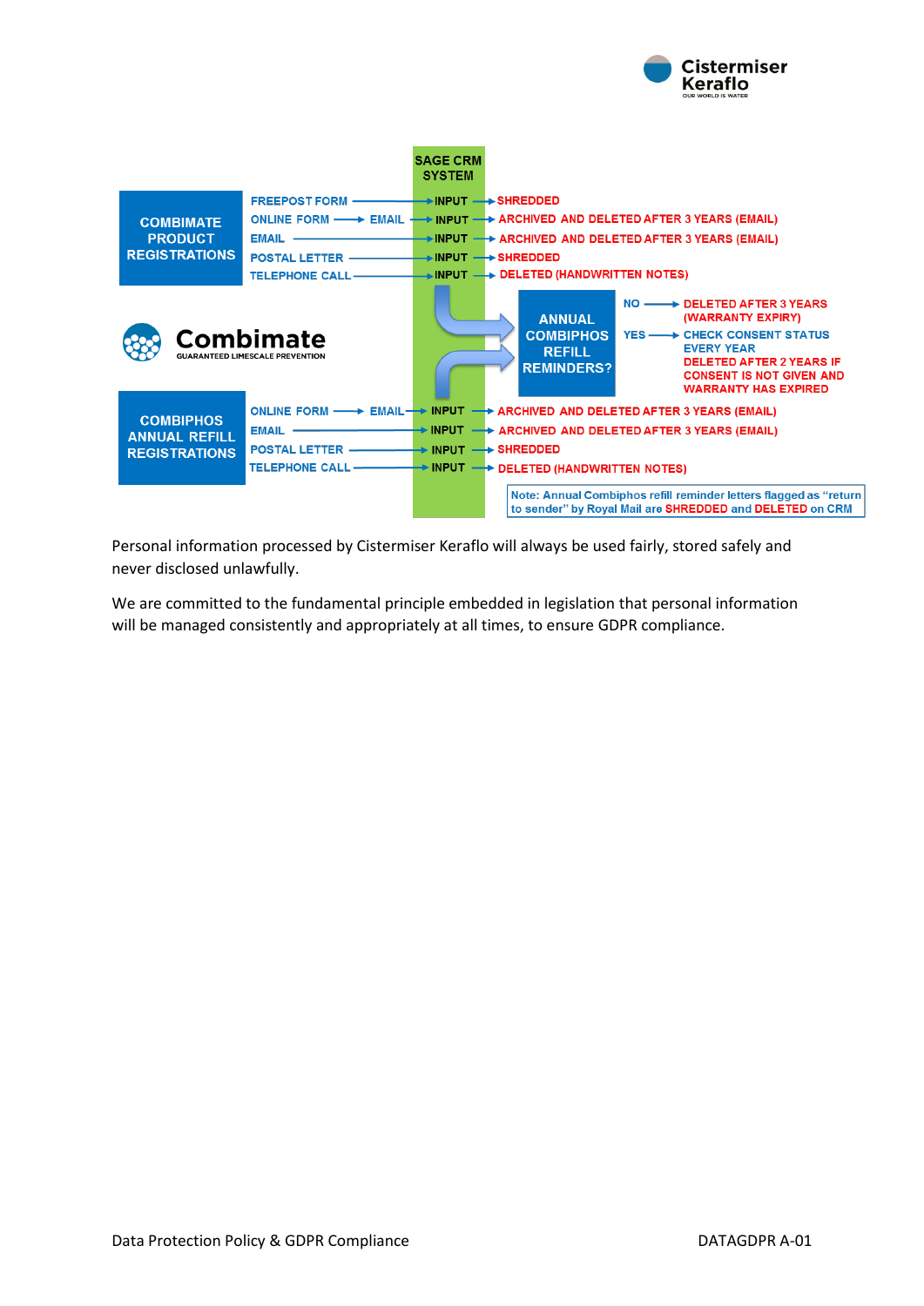Cistermiser Keraflo
OUR WORLD IS WATER

SAGE CRM SYSTEM

COMBIMATE PRODUCT REGISTRATIONS

FREEPOST FORM → INPUT → SHREDDED
ONLINE FORM → EMAIL → INPUT → ARCHIVED AND DELETED AFTER 3 YEARS (EMAIL)
EMAIL → INPUT → ARCHIVED AND DELETED AFTER 3 YEARS (EMAIL)
POSTAL LETTER → INPUT → SHREDDED
TELEPHONE CALL → INPUT → DELETED (HANDWRITTEN NOTES)

Combimate
GUARANTEED LIMESCALE PREVENTION

ANNUAL COMBIPHOS REFILL REMINDERS?
NO → DELETED AFTER 3 YEARS (WARRANTY EXPIRY)
YES → CHECK CONSENT STATUS EVERY YEAR
DELETED AFTER 2 YEARS IF CONSENT IS NOT GIVEN AND WARRANTY HAS EXPIRED

COMBIPHOS ANNUAL REFILL REGISTRATIONS

ONLINE FORM → EMAIL → INPUT → ARCHIVED AND DELETED AFTER 3 YEARS (EMAIL)
EMAIL → INPUT → ARCHIVED AND DELETED AFTER 3 YEARS (EMAIL)
POSTAL LETTER → INPUT → SHREDDED
TELEPHONE CALL → INPUT → DELETED (HANDWRITTEN NOTES)

Note: Annual Combiphos refill reminder letters flagged as "return to sender" by Royal Mail are SHREDDED and DELETED on CRM

Personal information processed by Cistermiser Keraflo will always be used fairly, stored safely and never disclosed unlawfully.

We are committed to the fundamental principle embedded in legislation that personal information will be managed consistently and appropriately at all times, to ensure GDPR compliance.